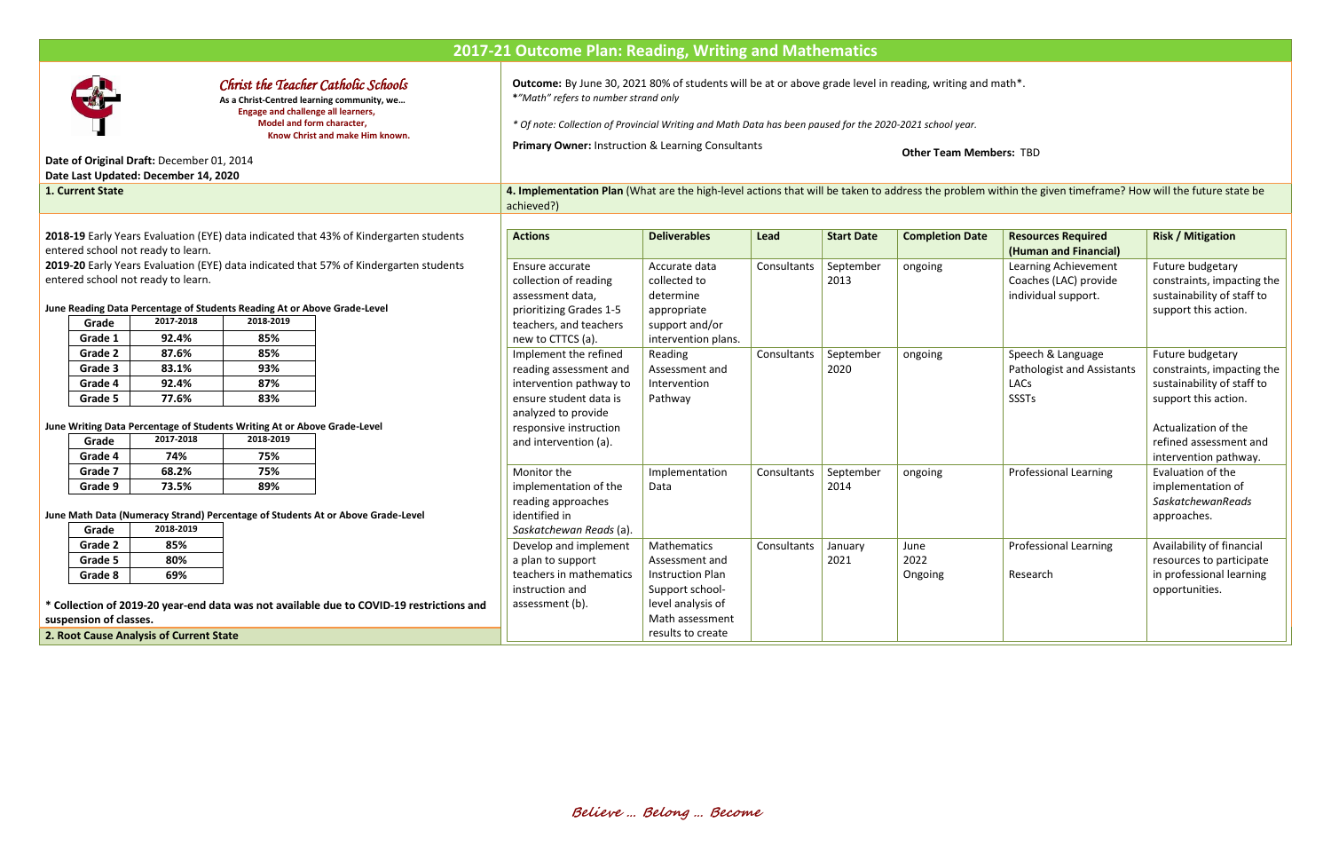# 2017-21 Outcome Plan: Reading, Writing and Mathematics

*Christ the Teacher Catholic Schools*

**As a Christ-Centred learning community, we…**
**Engage and challenge all learners,**
**Model and form character,**
**Know Christ and make Him known.**

**Date of Original Draft:** December 01, 2014
**Date Last Updated: December 14, 2020**

**Outcome:** By June 30, 2021 80% of students will be at or above grade level in reading, writing and math*.
**\****"Math" refers to number strand only*

*\* Of note: Collection of Provincial Writing and Math Data has been paused for the 2020-2021 school year.*

**Primary Owner:** Instruction & Learning Consultants

**Other Team Members:** TBD

## 1. Current State

**2018-19** Early Years Evaluation (EYE) data indicated that 43% of Kindergarten students entered school not ready to learn.
**2019-20** Early Years Evaluation (EYE) data indicated that 57% of Kindergarten students entered school not ready to learn.

**June Reading Data Percentage of Students Reading At or Above Grade-Level**

| Grade | 2017-2018 | 2018-2019 |
|---|---|---|
| Grade 1 | 92.4% | 85% |
| Grade 2 | 87.6% | 85% |
| Grade 3 | 83.1% | 93% |
| Grade 4 | 92.4% | 87% |
| Grade 5 | 77.6% | 83% |

**June Writing Data Percentage of Students Writing At or Above Grade-Level**

| Grade | 2017-2018 | 2018-2019 |
|---|---|---|
| Grade 4 | 74% | 75% |
| Grade 7 | 68.2% | 75% |
| Grade 9 | 73.5% | 89% |

**June Math Data (Numeracy Strand) Percentage of Students At or Above Grade-Level**

| Grade | 2018-2019 |
|---|---|
| Grade 2 | 85% |
| Grade 5 | 80% |
| Grade 8 | 69% |

**\* Collection of 2019-20 year-end data was not available due to COVID-19 restrictions and suspension of classes.**

## 2. Root Cause Analysis of Current State

## 4. Implementation Plan

(What are the high-level actions that will be taken to address the problem within the given timeframe? How will the future state be achieved?)

| Actions | Deliverables | Lead | Start Date | Completion Date | Resources Required (Human and Financial) | Risk / Mitigation |
|---|---|---|---|---|---|---|
| Ensure accurate collection of reading assessment data, prioritizing Grades 1-5 teachers, and teachers new to CTTCS (a). | Accurate data collected to determine appropriate support and/or intervention plans. | Consultants | September 2013 | ongoing | Learning Achievement Coaches (LAC) provide individual support. | Future budgetary constraints, impacting the sustainability of staff to support this action. |
| Implement the refined reading assessment and intervention pathway to ensure student data is analyzed to provide responsive instruction and intervention (a). | Reading Assessment and Intervention Pathway | Consultants | September 2020 | ongoing | Speech & Language Pathologist and Assistants<br>LACs<br>SSSTs | Future budgetary constraints, impacting the sustainability of staff to support this action.<br><br>Actualization of the refined assessment and intervention pathway. |
| Monitor the implementation of the reading approaches identified in *Saskatchewan Reads* (a). | Implementation Data | Consultants | September 2014 | ongoing | Professional Learning | Evaluation of the implementation of *SaskatchewanReads* approaches. |
| Develop and implement a plan to support teachers in mathematics instruction and assessment (b). | Mathematics Assessment and Instruction Plan Support school-level analysis of Math assessment results to create | Consultants | January 2021 | June 2022<br>Ongoing | Professional Learning<br><br>Research | Availability of financial resources to participate in professional learning opportunities. |

*Believe … Belong … Become*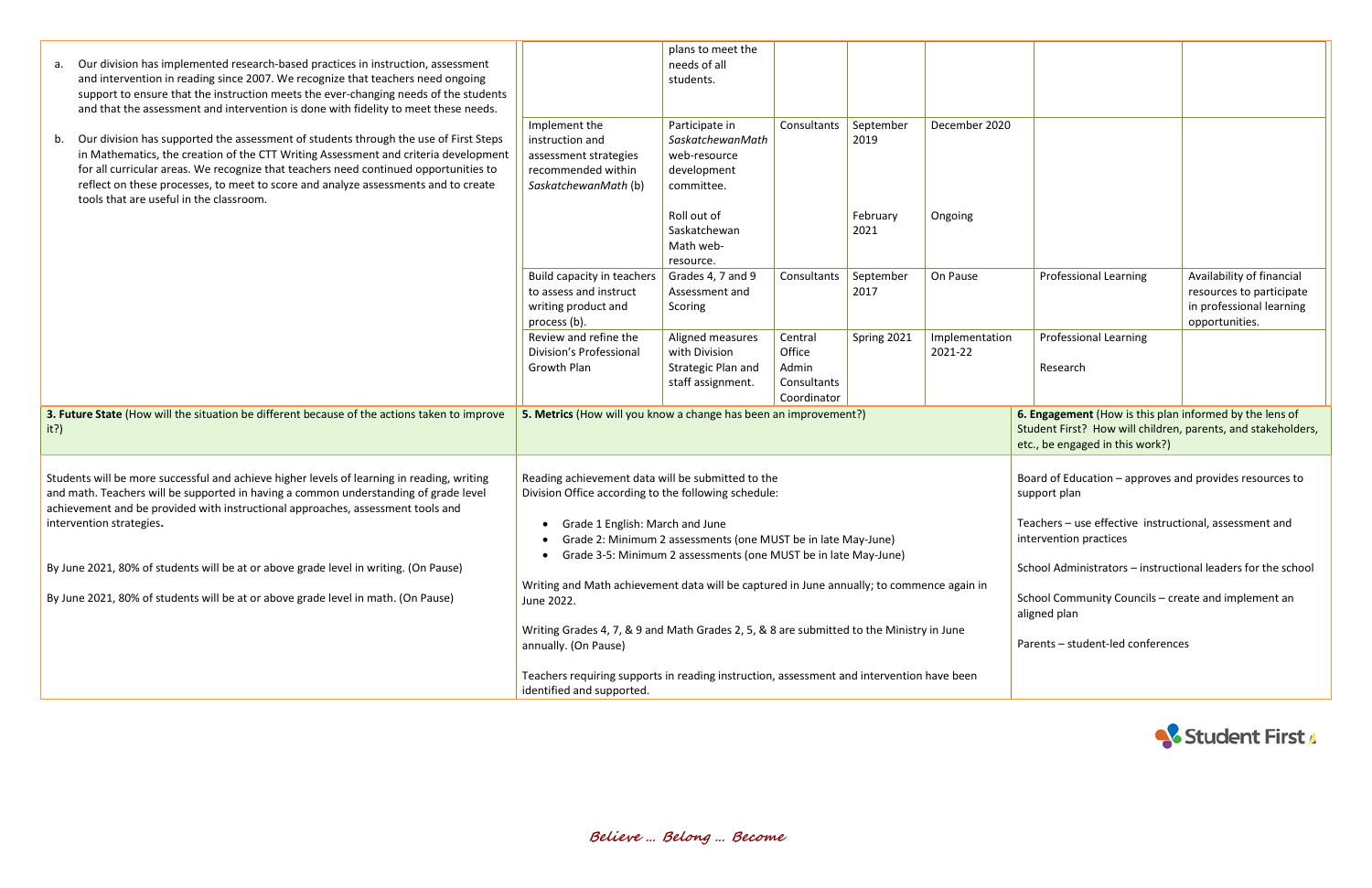a. Our division has implemented research-based practices in instruction, assessment and intervention in reading since 2007. We recognize that teachers need ongoing support to ensure that the instruction meets the ever-changing needs of the students and that the assessment and intervention is done with fidelity to meet these needs.

b. Our division has supported the assessment of students through the use of First Steps in Mathematics, the creation of the CTT Writing Assessment and criteria development for all curricular areas. We recognize that teachers need continued opportunities to reflect on these processes, to meet to score and analyze assessments and to create tools that are useful in the classroom.

| | | | | | | |
|---|---|---|---|---|---|---|
| | plans to meet the needs of all students. | | | | | |
| Implement the instruction and assessment strategies recommended within *SaskatchewanMath* (b) | Participate in *SaskatchewanMath* web-resource development committee. | Consultants | September 2019 | December 2020 | | |
| | Roll out of Saskatchewan Math web-resource. | | February 2021 | Ongoing | | |
| Build capacity in teachers to assess and instruct writing product and process (b). | Grades 4, 7 and 9 Assessment and Scoring | Consultants | September 2017 | On Pause | Professional Learning | Availability of financial resources to participate in professional learning opportunities. |
| Review and refine the Division's Professional Growth Plan | Aligned measures with Division Strategic Plan and staff assignment. | Central Office Admin Consultants Coordinator | Spring 2021 | Implementation 2021-22 | Professional Learning<br><br>Research | |

| **3. Future State** (How will the situation be different because of the actions taken to improve it?) | **5. Metrics** (How will you know a change has been an improvement?) | **6. Engagement** (How is this plan informed by the lens of Student First? How will children, parents, and stakeholders, etc., be engaged in this work?) |
|---|---|---|
| Students will be more successful and achieve higher levels of learning in reading, writing and math. Teachers will be supported in having a common understanding of grade level achievement and be provided with instructional approaches, assessment tools and intervention strategies.<br><br>By June 2021, 80% of students will be at or above grade level in writing. (On Pause)<br><br>By June 2021, 80% of students will be at or above grade level in math. (On Pause) | Reading achievement data will be submitted to the Division Office according to the following schedule:<br>• Grade 1 English: March and June<br>• Grade 2: Minimum 2 assessments (one MUST be in late May-June)<br>• Grade 3-5: Minimum 2 assessments (one MUST be in late May-June)<br><br>Writing and Math achievement data will be captured in June annually; to commence again in June 2022.<br><br>Writing Grades 4, 7, & 9 and Math Grades 2, 5, & 8 are submitted to the Ministry in June annually. (On Pause)<br><br>Teachers requiring supports in reading instruction, assessment and intervention have been identified and supported. | Board of Education – approves and provides resources to support plan<br><br>Teachers – use effective instructional, assessment and intervention practices<br><br>School Administrators – instructional leaders for the school<br><br>School Community Councils – create and implement an aligned plan<br><br>Parents – student-led conferences |

Student First

*Believe … Belong … Become*